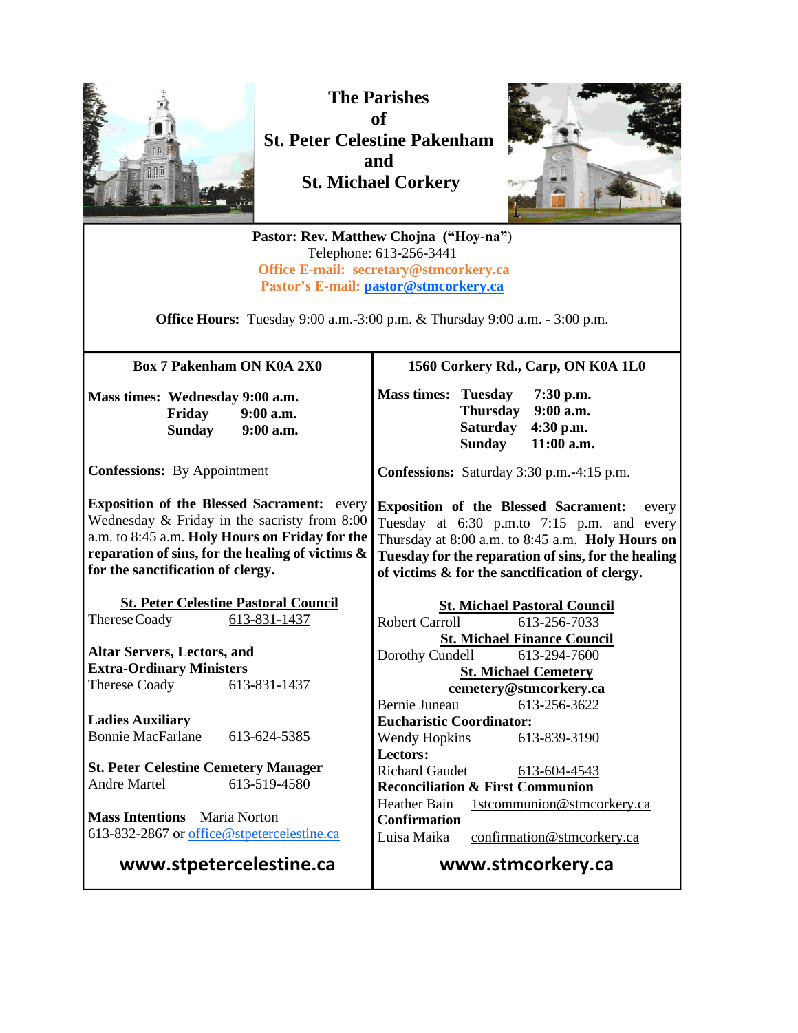# The Parishes of St. Peter Celestine Pakenham and St. Michael Corkery

**Pastor: Rev. Matthew Chojna ("Hoy-na")**
Telephone: 613-256-3441
**Office E-mail: secretary@stmcorkery.ca**
**Pastor's E-mail: pastor@stmcorkery.ca**

**Office Hours:** Tuesday 9:00 a.m.-3:00 p.m. & Thursday 9:00 a.m. - 3:00 p.m.

## Box 7 Pakenham ON K0A 2X0

**Mass times:**
- **Wednesday 9:00 a.m.**
- **Friday 9:00 a.m.**
- **Sunday 9:00 a.m.**

**Confessions:** By Appointment

**Exposition of the Blessed Sacrament:** every Wednesday & Friday in the sacristy from 8:00 a.m. to 8:45 a.m. **Holy Hours on Friday for the reparation of sins, for the healing of victims & for the sanctification of clergy.**

**St. Peter Celestine Pastoral Council**
Therese Coady 613-831-1437

**Altar Servers, Lectors, and Extra-Ordinary Ministers**
Therese Coady 613-831-1437

**Ladies Auxiliary**
Bonnie MacFarlane 613-624-5385

**St. Peter Celestine Cemetery Manager**
Andre Martel 613-519-4580

**Mass Intentions** Maria Norton
613-832-2867 or office@stpetercelestine.ca

**www.stpetercelestine.ca**

## 1560 Corkery Rd., Carp, ON K0A 1L0

**Mass times:**
- **Tuesday 7:30 p.m.**
- **Thursday 9:00 a.m.**
- **Saturday 4:30 p.m.**
- **Sunday 11:00 a.m.**

**Confessions:** Saturday 3:30 p.m.-4:15 p.m.

**Exposition of the Blessed Sacrament:** every Tuesday at 6:30 p.m.to 7:15 p.m. and every Thursday at 8:00 a.m. to 8:45 a.m. **Holy Hours on Tuesday for the reparation of sins, for the healing of victims & for the sanctification of clergy.**

**St. Michael Pastoral Council**
Robert Carroll 613-256-7033

**St. Michael Finance Council**
Dorothy Cundell 613-294-7600

**St. Michael Cemetery**
**cemetery@stmcorkery.ca**
Bernie Juneau 613-256-3622

**Eucharistic Coordinator:**
Wendy Hopkins 613-839-3190

**Lectors:**
Richard Gaudet 613-604-4543

**Reconciliation & First Communion**
Heather Bain 1stcommunion@stmcorkery.ca

**Confirmation**
Luisa Maika confirmation@stmcorkery.ca

**www.stmcorkery.ca**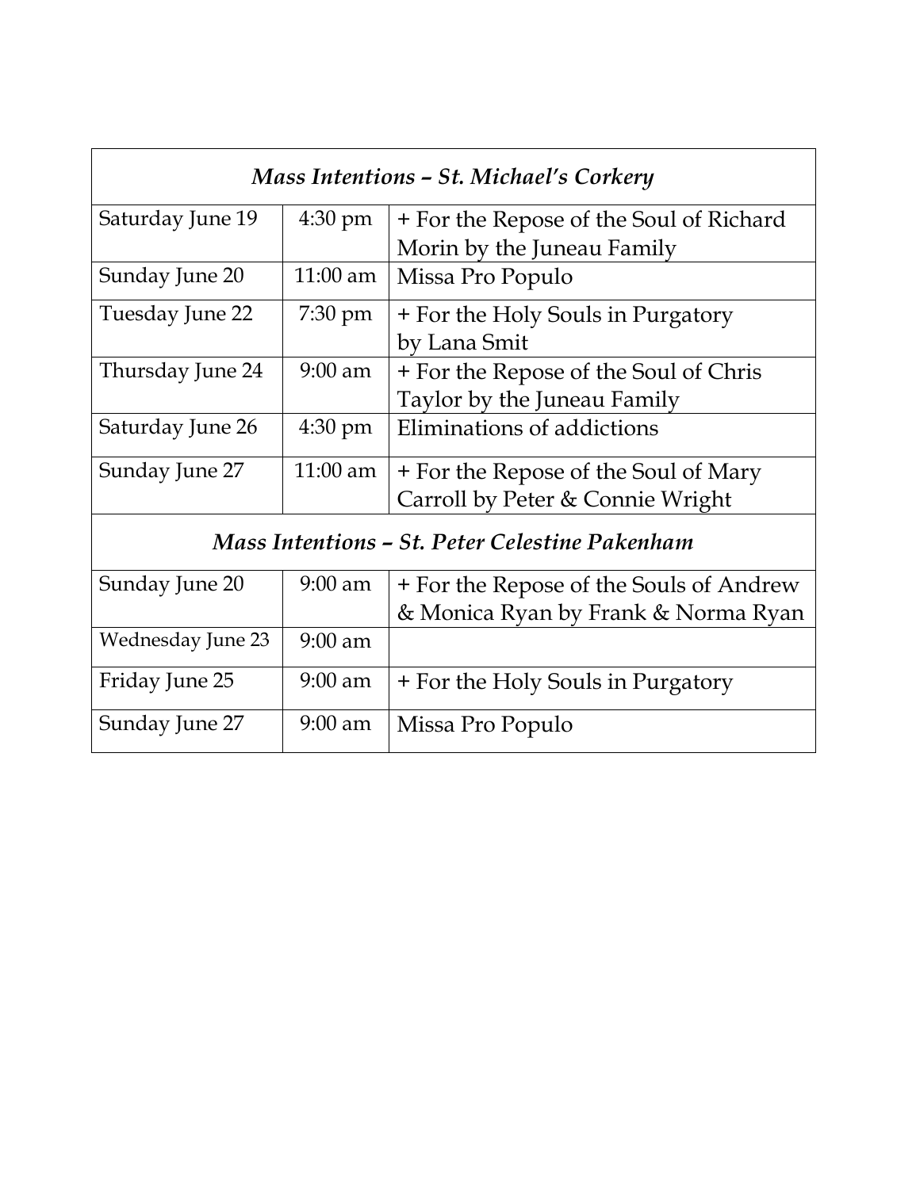| *Mass Intentions – St. Michael's Corkery* | | |
|---|---|---|
| Saturday June 19 | 4:30 pm | + For the Repose of the Soul of Richard Morin by the Juneau Family |
| Sunday June 20 | 11:00 am | Missa Pro Populo |
| Tuesday June 22 | 7:30 pm | + For the Holy Souls in Purgatory by Lana Smit |
| Thursday June 24 | 9:00 am | + For the Repose of the Soul of Chris Taylor by the Juneau Family |
| Saturday June 26 | 4:30 pm | Eliminations of addictions |
| Sunday June 27 | 11:00 am | + For the Repose of the Soul of Mary Carroll by Peter & Connie Wright |
| *Mass Intentions – St. Peter Celestine Pakenham* | | |
| Sunday June 20 | 9:00 am | + For the Repose of the Souls of Andrew & Monica Ryan by Frank & Norma Ryan |
| Wednesday June 23 | 9:00 am | |
| Friday June 25 | 9:00 am | + For the Holy Souls in Purgatory |
| Sunday June 27 | 9:00 am | Missa Pro Populo |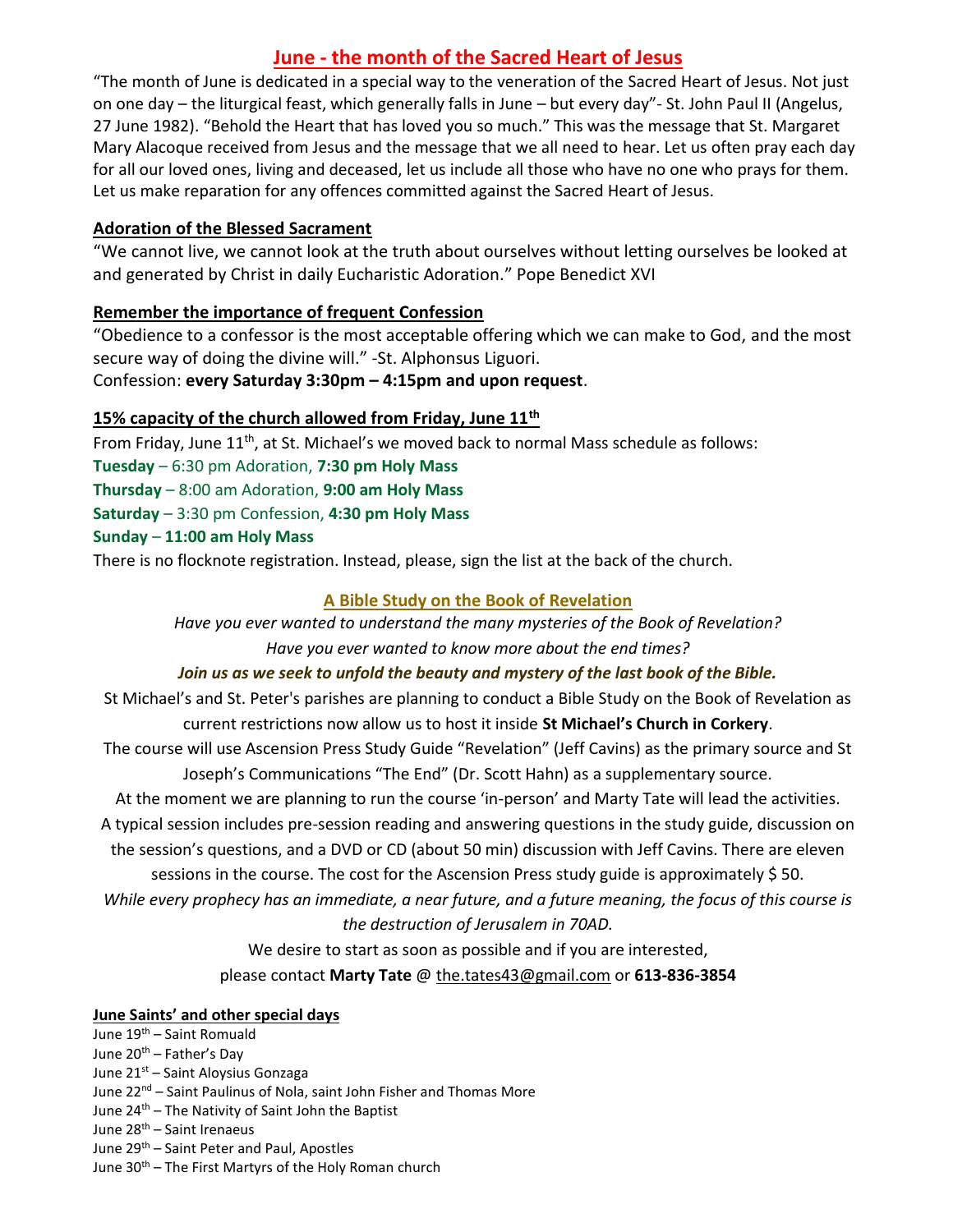## June - the month of the Sacred Heart of Jesus

"The month of June is dedicated in a special way to the veneration of the Sacred Heart of Jesus. Not just on one day – the liturgical feast, which generally falls in June – but every day"- St. John Paul II (Angelus, 27 June 1982). "Behold the Heart that has loved you so much." This was the message that St. Margaret Mary Alacoque received from Jesus and the message that we all need to hear. Let us often pray each day for all our loved ones, living and deceased, let us include all those who have no one who prays for them. Let us make reparation for any offences committed against the Sacred Heart of Jesus.

### Adoration of the Blessed Sacrament

"We cannot live, we cannot look at the truth about ourselves without letting ourselves be looked at and generated by Christ in daily Eucharistic Adoration." Pope Benedict XVI

### Remember the importance of frequent Confession

"Obedience to a confessor is the most acceptable offering which we can make to God, and the most secure way of doing the divine will." -St. Alphonsus Liguori.
Confession: **every Saturday 3:30pm – 4:15pm and upon request**.

### 15% capacity of the church allowed from Friday, June 11th

From Friday, June 11th, at St. Michael's we moved back to normal Mass schedule as follows:

**Tuesday** – 6:30 pm Adoration, **7:30 pm Holy Mass**
**Thursday** – 8:00 am Adoration, **9:00 am Holy Mass**
**Saturday** – 3:30 pm Confession, **4:30 pm Holy Mass**
**Sunday** – **11:00 am Holy Mass**

There is no flocknote registration. Instead, please, sign the list at the back of the church.

### A Bible Study on the Book of Revelation

*Have you ever wanted to understand the many mysteries of the Book of Revelation?*
*Have you ever wanted to know more about the end times?*

***Join us as we seek to unfold the beauty and mystery of the last book of the Bible.***

St Michael's and St. Peter's parishes are planning to conduct a Bible Study on the Book of Revelation as current restrictions now allow us to host it inside **St Michael's Church in Corkery**.

The course will use Ascension Press Study Guide "Revelation" (Jeff Cavins) as the primary source and St Joseph's Communications "The End" (Dr. Scott Hahn) as a supplementary source.

At the moment we are planning to run the course 'in-person' and Marty Tate will lead the activities. A typical session includes pre-session reading and answering questions in the study guide, discussion on the session's questions, and a DVD or CD (about 50 min) discussion with Jeff Cavins. There are eleven sessions in the course. The cost for the Ascension Press study guide is approximately $ 50.

*While every prophecy has an immediate, a near future, and a future meaning, the focus of this course is the destruction of Jerusalem in 70AD.*

We desire to start as soon as possible and if you are interested,
please contact **Marty Tate** @ the.tates43@gmail.com or **613-836-3854**

### June Saints' and other special days

June 19th – Saint Romuald
June 20th – Father's Day
June 21st – Saint Aloysius Gonzaga
June 22nd – Saint Paulinus of Nola, saint John Fisher and Thomas More
June 24th – The Nativity of Saint John the Baptist
June 28th – Saint Irenaeus
June 29th – Saint Peter and Paul, Apostles
June 30th – The First Martyrs of the Holy Roman church